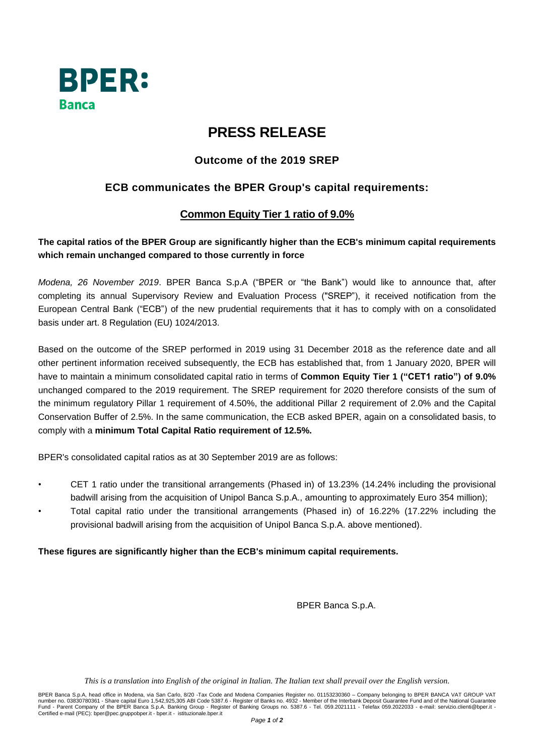BPER:
Banca

# PRESS RELEASE

## Outcome of the 2019 SREP

## ECB communicates the BPER Group's capital requirements:

## Common Equity Tier 1 ratio of 9.0%

**The capital ratios of the BPER Group are significantly higher than the ECB's minimum capital requirements which remain unchanged compared to those currently in force**

*Modena, 26 November 2019*. BPER Banca S.p.A ("BPER or "the Bank") would like to announce that, after completing its annual Supervisory Review and Evaluation Process ("SREP"), it received notification from the European Central Bank ("ECB") of the new prudential requirements that it has to comply with on a consolidated basis under art. 8 Regulation (EU) 1024/2013.

Based on the outcome of the SREP performed in 2019 using 31 December 2018 as the reference date and all other pertinent information received subsequently, the ECB has established that, from 1 January 2020, BPER will have to maintain a minimum consolidated capital ratio in terms of **Common Equity Tier 1 ("CET1 ratio") of 9.0%** unchanged compared to the 2019 requirement. The SREP requirement for 2020 therefore consists of the sum of the minimum regulatory Pillar 1 requirement of 4.50%, the additional Pillar 2 requirement of 2.0% and the Capital Conservation Buffer of 2.5%. In the same communication, the ECB asked BPER, again on a consolidated basis, to comply with a **minimum Total Capital Ratio requirement of 12.5%.**

BPER's consolidated capital ratios as at 30 September 2019 are as follows:

- CET 1 ratio under the transitional arrangements (Phased in) of 13.23% (14.24% including the provisional badwill arising from the acquisition of Unipol Banca S.p.A., amounting to approximately Euro 354 million);
- Total capital ratio under the transitional arrangements (Phased in) of 16.22% (17.22% including the provisional badwill arising from the acquisition of Unipol Banca S.p.A. above mentioned).

**These figures are significantly higher than the ECB's minimum capital requirements.**

BPER Banca S.p.A.

*This is a translation into English of the original in Italian. The Italian text shall prevail over the English version.*

BPER Banca S.p.A, head office in Modena, via San Carlo, 8/20 -Tax Code and Modena Companies Register no. 01153230360 – Company belonging to BPER BANCA VAT GROUP VAT number no. 03830780361 - Share capital Euro 1,542,925,305 ABI Code 5387.6 - Register of Banks no. 4932 - Member of the Interbank Deposit Guarantee Fund and of the National Guarantee Fund - Parent Company of the BPER Banca S.p.A. Banking Group - Register of Banking Groups no. 5387.6 - Tel. 059.2021111 - Telefax 059.2022033 - e-mail: servizio.clienti@bper.it - Certified e-mail (PEC): bper@pec.gruppobper.it - bper.it - istituzionale.bper.it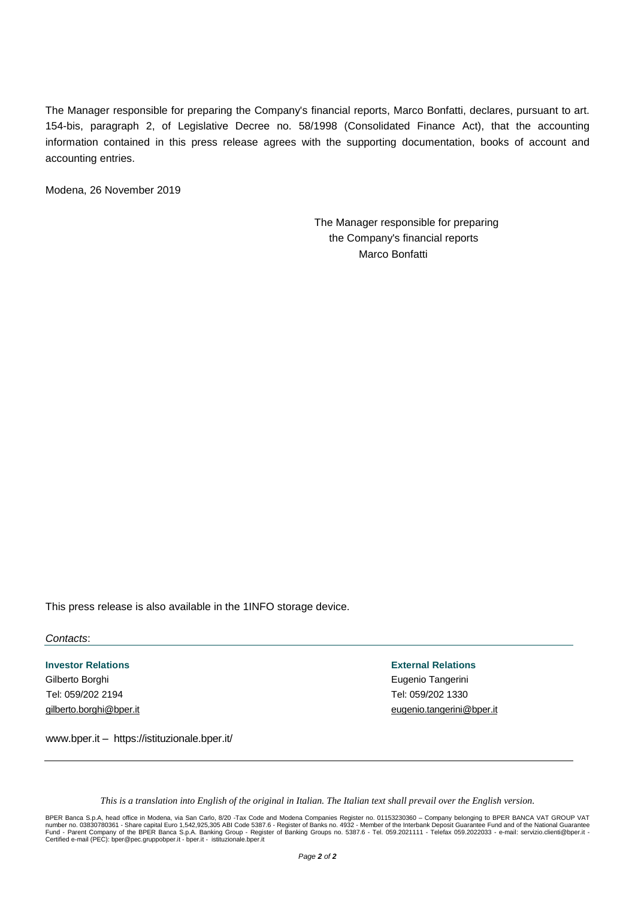The Manager responsible for preparing the Company's financial reports, Marco Bonfatti, declares, pursuant to art. 154-bis, paragraph 2, of Legislative Decree no. 58/1998 (Consolidated Finance Act), that the accounting information contained in this press release agrees with the supporting documentation, books of account and accounting entries.

Modena, 26 November 2019

The Manager responsible for preparing
the Company's financial reports
Marco Bonfatti

This press release is also available in the 1INFO storage device.

*Contacts*:

**Investor Relations**
Gilberto Borghi
Tel: 059/202 2194
gilberto.borghi@bper.it

**External Relations**
Eugenio Tangerini
Tel: 059/202 1330
eugenio.tangerini@bper.it

www.bper.it – https://istituzionale.bper.it/

*This is a translation into English of the original in Italian. The Italian text shall prevail over the English version.*

BPER Banca S.p.A, head office in Modena, via San Carlo, 8/20 -Tax Code and Modena Companies Register no. 01153230360 – Company belonging to BPER BANCA VAT GROUP VAT number no. 03830780361 - Share capital Euro 1,542,925,305 ABI Code 5387.6 - Register of Banks no. 4932 - Member of the Interbank Deposit Guarantee Fund and of the National Guarantee Fund - Parent Company of the BPER Banca S.p.A. Banking Group - Register of Banking Groups no. 5387.6 - Tel. 059.2021111 - Telefax 059.2022033 - e-mail: servizio.clienti@bper.it - Certified e-mail (PEC): bper@pec.gruppobper.it - bper.it - istituzionale.bper.it